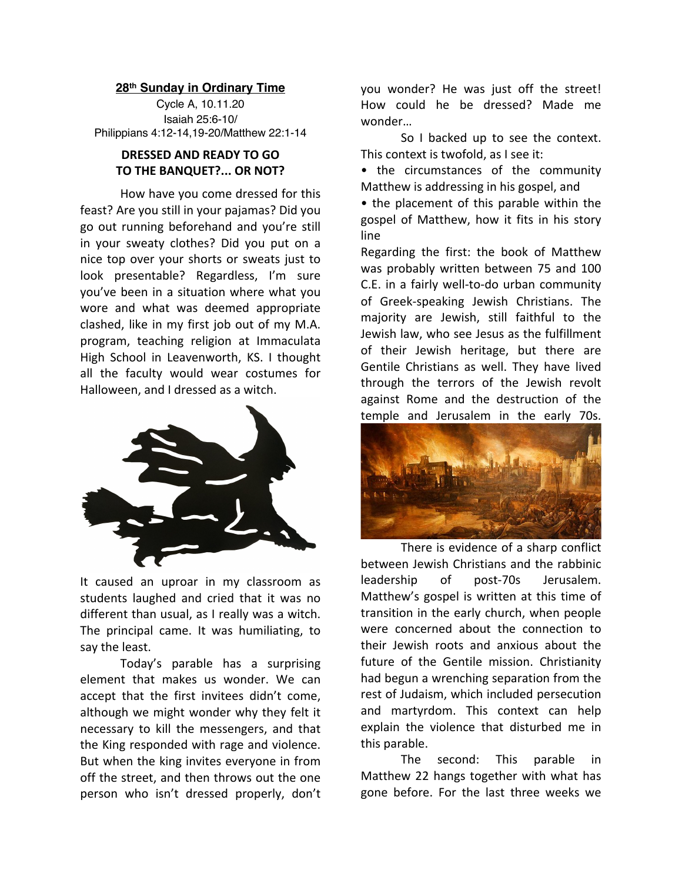**28th Sunday in Ordinary Time**

Cycle A, 10.11.20
Isaiah 25:6-10/
Philippians 4:12-14,19-20/Matthew 22:1-14

## DRESSED AND READY TO GO TO THE BANQUET?... OR NOT?

How have you come dressed for this feast? Are you still in your pajamas? Did you go out running beforehand and you're still in your sweaty clothes? Did you put on a nice top over your shorts or sweats just to look presentable? Regardless, I'm sure you've been in a situation where what you wore and what was deemed appropriate clashed, like in my first job out of my M.A. program, teaching religion at Immaculata High School in Leavenworth, KS. I thought all the faculty would wear costumes for Halloween, and I dressed as a witch.

It caused an uproar in my classroom as students laughed and cried that it was no different than usual, as I really was a witch. The principal came. It was humiliating, to say the least.

Today's parable has a surprising element that makes us wonder. We can accept that the first invitees didn't come, although we might wonder why they felt it necessary to kill the messengers, and that the King responded with rage and violence. But when the king invites everyone in from off the street, and then throws out the one person who isn't dressed properly, don't you wonder? He was just off the street! How could he be dressed? Made me wonder…

So I backed up to see the context. This context is twofold, as I see it:

- the circumstances of the community Matthew is addressing in his gospel, and
- the placement of this parable within the gospel of Matthew, how it fits in his story line

Regarding the first: the book of Matthew was probably written between 75 and 100 C.E. in a fairly well-to-do urban community of Greek-speaking Jewish Christians. The majority are Jewish, still faithful to the Jewish law, who see Jesus as the fulfillment of their Jewish heritage, but there are Gentile Christians as well. They have lived through the terrors of the Jewish revolt against Rome and the destruction of the temple and Jerusalem in the early 70s.

There is evidence of a sharp conflict between Jewish Christians and the rabbinic leadership of post-70s Jerusalem. Matthew's gospel is written at this time of transition in the early church, when people were concerned about the connection to their Jewish roots and anxious about the future of the Gentile mission. Christianity had begun a wrenching separation from the rest of Judaism, which included persecution and martyrdom. This context can help explain the violence that disturbed me in this parable.

The second: This parable in Matthew 22 hangs together with what has gone before. For the last three weeks we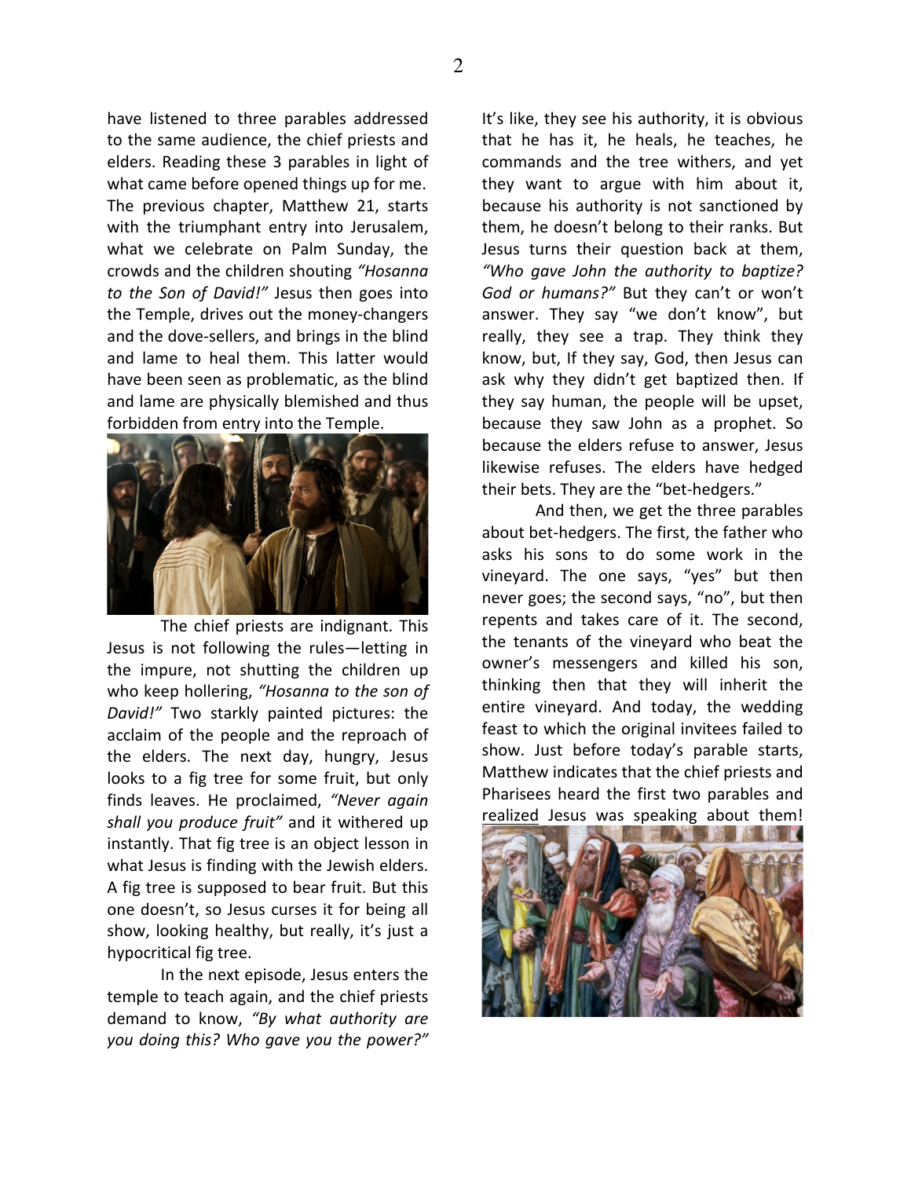have listened to three parables addressed to the same audience, the chief priests and elders. Reading these 3 parables in light of what came before opened things up for me. The previous chapter, Matthew 21, starts with the triumphant entry into Jerusalem, what we celebrate on Palm Sunday, the crowds and the children shouting *"Hosanna to the Son of David!"* Jesus then goes into the Temple, drives out the money-changers and the dove-sellers, and brings in the blind and lame to heal them. This latter would have been seen as problematic, as the blind and lame are physically blemished and thus forbidden from entry into the Temple.

The chief priests are indignant. This Jesus is not following the rules—letting in the impure, not shutting the children up who keep hollering, *"Hosanna to the son of David!"* Two starkly painted pictures: the acclaim of the people and the reproach of the elders. The next day, hungry, Jesus looks to a fig tree for some fruit, but only finds leaves. He proclaimed, *"Never again shall you produce fruit"* and it withered up instantly. That fig tree is an object lesson in what Jesus is finding with the Jewish elders. A fig tree is supposed to bear fruit. But this one doesn't, so Jesus curses it for being all show, looking healthy, but really, it's just a hypocritical fig tree.

In the next episode, Jesus enters the temple to teach again, and the chief priests demand to know, *"By what authority are you doing this? Who gave you the power?"* It's like, they see his authority, it is obvious that he has it, he heals, he teaches, he commands and the tree withers, and yet they want to argue with him about it, because his authority is not sanctioned by them, he doesn't belong to their ranks. But Jesus turns their question back at them, *"Who gave John the authority to baptize? God or humans?"* But they can't or won't answer. They say "we don't know", but really, they see a trap. They think they know, but, If they say, God, then Jesus can ask why they didn't get baptized then. If they say human, the people will be upset, because they saw John as a prophet. So because the elders refuse to answer, Jesus likewise refuses. The elders have hedged their bets. They are the "bet-hedgers."

And then, we get the three parables about bet-hedgers. The first, the father who asks his sons to do some work in the vineyard. The one says, "yes" but then never goes; the second says, "no", but then repents and takes care of it. The second, the tenants of the vineyard who beat the owner's messengers and killed his son, thinking then that they will inherit the entire vineyard. And today, the wedding feast to which the original invitees failed to show. Just before today's parable starts, Matthew indicates that the chief priests and Pharisees heard the first two parables and <u>realized</u> Jesus was speaking about them!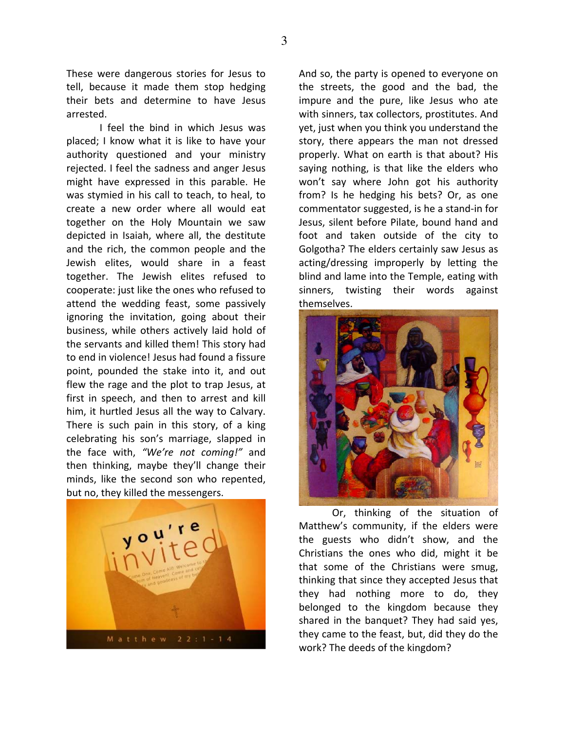These were dangerous stories for Jesus to tell, because it made them stop hedging their bets and determine to have Jesus arrested.

I feel the bind in which Jesus was placed; I know what it is like to have your authority questioned and your ministry rejected. I feel the sadness and anger Jesus might have expressed in this parable. He was stymied in his call to teach, to heal, to create a new order where all would eat together on the Holy Mountain we saw depicted in Isaiah, where all, the destitute and the rich, the common people and the Jewish elites, would share in a feast together. The Jewish elites refused to cooperate: just like the ones who refused to attend the wedding feast, some passively ignoring the invitation, going about their business, while others actively laid hold of the servants and killed them! This story had to end in violence! Jesus had found a fissure point, pounded the stake into it, and out flew the rage and the plot to trap Jesus, at first in speech, and then to arrest and kill him, it hurtled Jesus all the way to Calvary. There is such pain in this story, of a king celebrating his son's marriage, slapped in the face with, *"We're not coming!"* and then thinking, maybe they'll change their minds, like the second son who repented, but no, they killed the messengers.

And so, the party is opened to everyone on the streets, the good and the bad, the impure and the pure, like Jesus who ate with sinners, tax collectors, prostitutes. And yet, just when you think you understand the story, there appears the man not dressed properly. What on earth is that about? His saying nothing, is that like the elders who won't say where John got his authority from? Is he hedging his bets? Or, as one commentator suggested, is he a stand-in for Jesus, silent before Pilate, bound hand and foot and taken outside of the city to Golgotha? The elders certainly saw Jesus as acting/dressing improperly by letting the blind and lame into the Temple, eating with sinners, twisting their words against themselves.

Or, thinking of the situation of Matthew's community, if the elders were the guests who didn't show, and the Christians the ones who did, might it be that some of the Christians were smug, thinking that since they accepted Jesus that they had nothing more to do, they belonged to the kingdom because they shared in the banquet? They had said yes, they came to the feast, but, did they do the work? The deeds of the kingdom?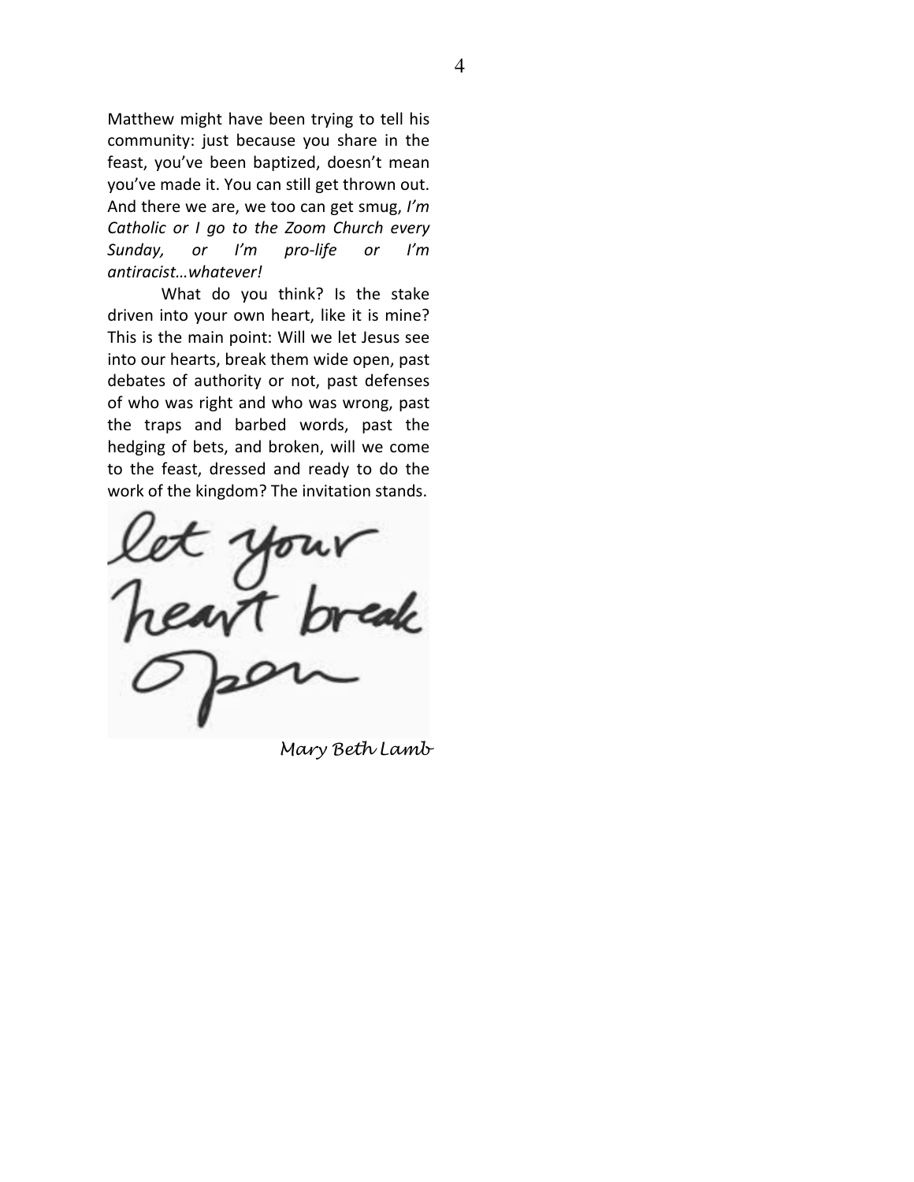Matthew might have been trying to tell his community: just because you share in the feast, you've been baptized, doesn't mean you've made it. You can still get thrown out. And there we are, we too can get smug, *I'm Catholic or I go to the Zoom Church every Sunday, or I'm pro-life or I'm antiracist…whatever!*

What do you think? Is the stake driven into your own heart, like it is mine? This is the main point: Will we let Jesus see into our hearts, break them wide open, past debates of authority or not, past defenses of who was right and who was wrong, past the traps and barbed words, past the hedging of bets, and broken, will we come to the feast, dressed and ready to do the work of the kingdom? The invitation stands.

let your heart break open

*Mary Beth Lamb*